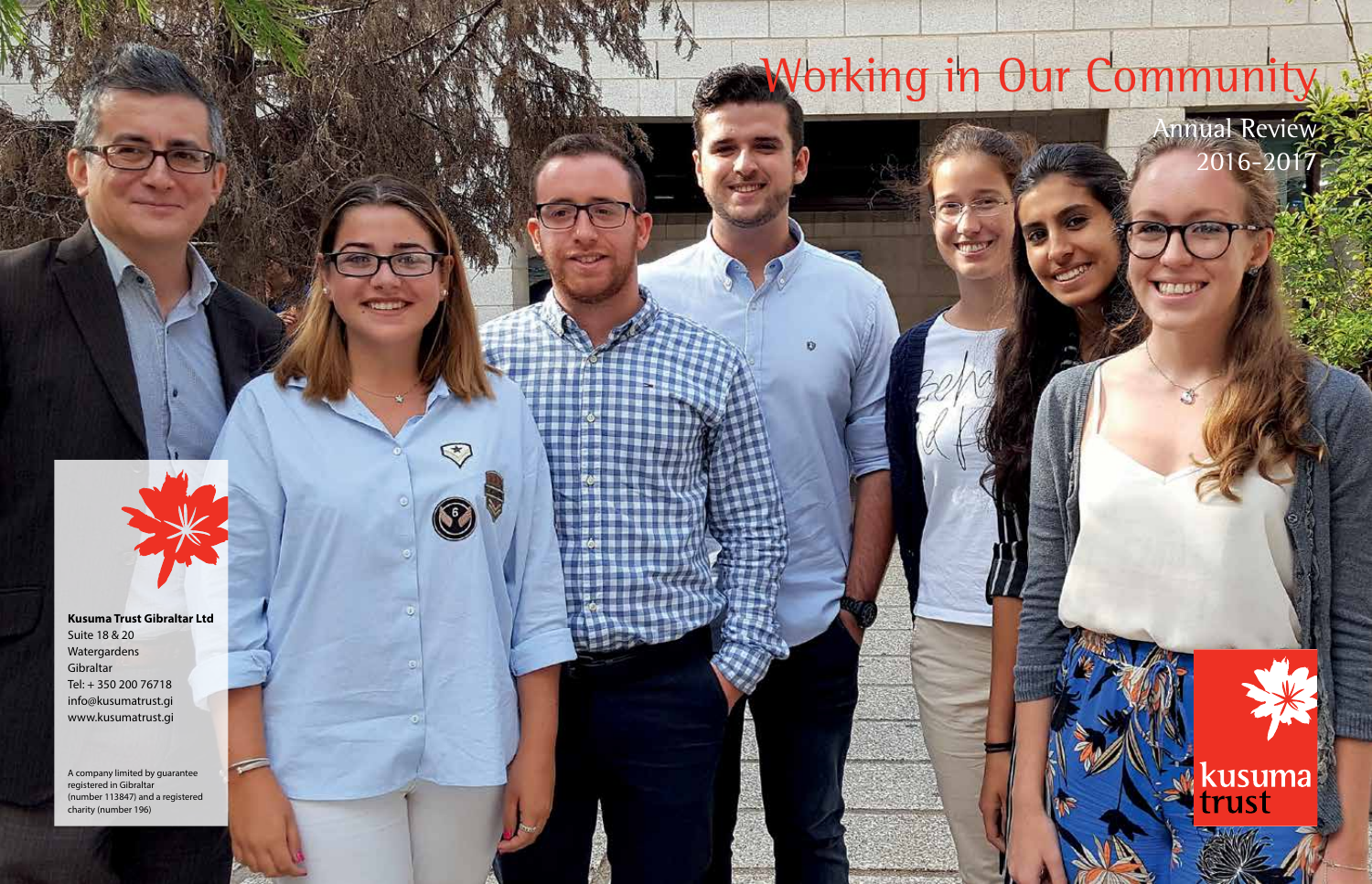# Working in Our Community

Annual Review
2016-2017

**Kusuma Trust Gibraltar Ltd**
Suite 18 & 20
Watergardens
Gibraltar
Tel: + 350 200 76718
info@kusumatrust.gi
www.kusumatrust.gi

A company limited by guarantee registered in Gibraltar (number 113847) and a registered charity (number 196)

kusuma trust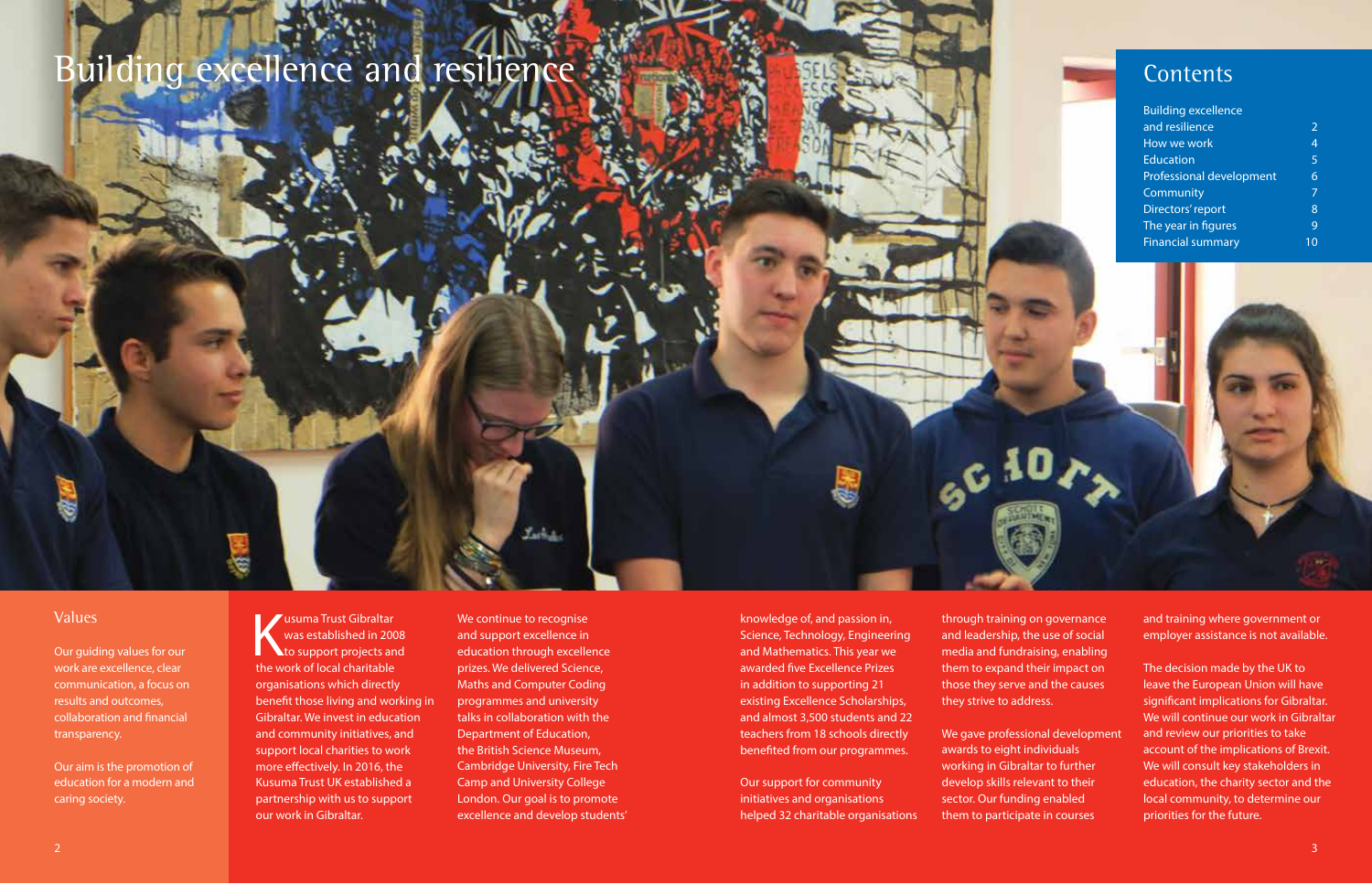# Building excellence and resilience

## Contents

| | |
|---|---|
| Building excellence and resilience | 2 |
| How we work | 4 |
| Education | 5 |
| Professional development | 6 |
| Community | 7 |
| Directors' report | 8 |
| The year in figures | 9 |
| Financial summary | 10 |

## Values

Our guiding values for our work are excellence, clear communication, a focus on results and outcomes, collaboration and financial transparency.

Our aim is the promotion of education for a modern and caring society.

Kusuma Trust Gibraltar was established in 2008 to support projects and the work of local charitable organisations which directly benefit those living and working in Gibraltar. We invest in education and community initiatives, and support local charities to work more effectively. In 2016, the Kusuma Trust UK established a partnership with us to support our work in Gibraltar.

We continue to recognise and support excellence in education through excellence prizes. We delivered Science, Maths and Computer Coding programmes and university talks in collaboration with the Department of Education, the British Science Museum, Cambridge University, Fire Tech Camp and University College London. Our goal is to promote excellence and develop students' knowledge of, and passion in, Science, Technology, Engineering and Mathematics. This year we awarded five Excellence Prizes in addition to supporting 21 existing Excellence Scholarships, and almost 3,500 students and 22 teachers from 18 schools directly benefited from our programmes.

Our support for community initiatives and organisations helped 32 charitable organisations through training on governance and leadership, the use of social media and fundraising, enabling them to expand their impact on those they serve and the causes they strive to address.

We gave professional development awards to eight individuals working in Gibraltar to further develop skills relevant to their sector. Our funding enabled them to participate in courses and training where government or employer assistance is not available.

The decision made by the UK to leave the European Union will have significant implications for Gibraltar. We will continue our work in Gibraltar and review our priorities to take account of the implications of Brexit. We will consult key stakeholders in education, the charity sector and the local community, to determine our priorities for the future.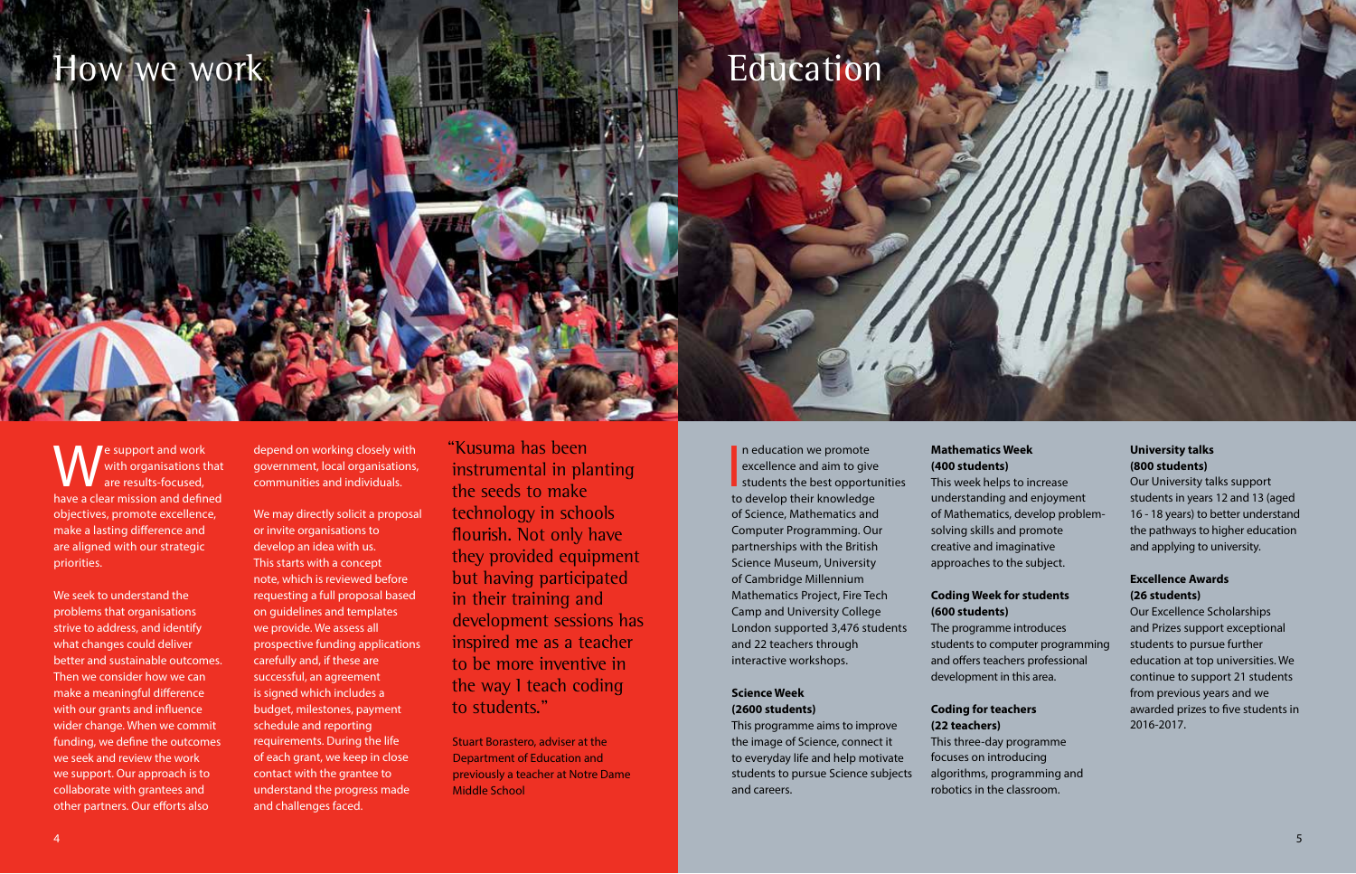# How we work

We support and work with organisations that are results-focused, have a clear mission and defined objectives, promote excellence, make a lasting difference and are aligned with our strategic priorities.

We seek to understand the problems that organisations strive to address, and identify what changes could deliver better and sustainable outcomes. Then we consider how we can make a meaningful difference with our grants and influence wider change. When we commit funding, we define the outcomes we seek and review the work we support. Our approach is to collaborate with grantees and other partners. Our efforts also depend on working closely with government, local organisations, communities and individuals.

We may directly solicit a proposal or invite organisations to develop an idea with us. This starts with a concept note, which is reviewed before requesting a full proposal based on guidelines and templates we provide. We assess all prospective funding applications carefully and, if these are successful, an agreement is signed which includes a budget, milestones, payment schedule and reporting requirements. During the life of each grant, we keep in close contact with the grantee to understand the progress made and challenges faced.

"Kusuma has been instrumental in planting the seeds to make technology in schools flourish. Not only have they provided equipment but having participated in their training and development sessions has inspired me as a teacher to be more inventive in the way I teach coding to students."

Stuart Borastero, adviser at the Department of Education and previously a teacher at Notre Dame Middle School

# Education

In education we promote excellence and aim to give students the best opportunities to develop their knowledge of Science, Mathematics and Computer Programming. Our partnerships with the British Science Museum, University of Cambridge Millennium Mathematics Project, Fire Tech Camp and University College London supported 3,476 students and 22 teachers through interactive workshops.

**Science Week (2600 students)**
This programme aims to improve the image of Science, connect it to everyday life and help motivate students to pursue Science subjects and careers.

**Mathematics Week (400 students)**
This week helps to increase understanding and enjoyment of Mathematics, develop problem-solving skills and promote creative and imaginative approaches to the subject.

**Coding Week for students (600 students)**
The programme introduces students to computer programming and offers teachers professional development in this area.

**Coding for teachers (22 teachers)**
This three-day programme focuses on introducing algorithms, programming and robotics in the classroom.

**University talks (800 students)**
Our University talks support students in years 12 and 13 (aged 16 - 18 years) to better understand the pathways to higher education and applying to university.

**Excellence Awards (26 students)**
Our Excellence Scholarships and Prizes support exceptional students to pursue further education at top universities. We continue to support 21 students from previous years and we awarded prizes to five students in 2016-2017.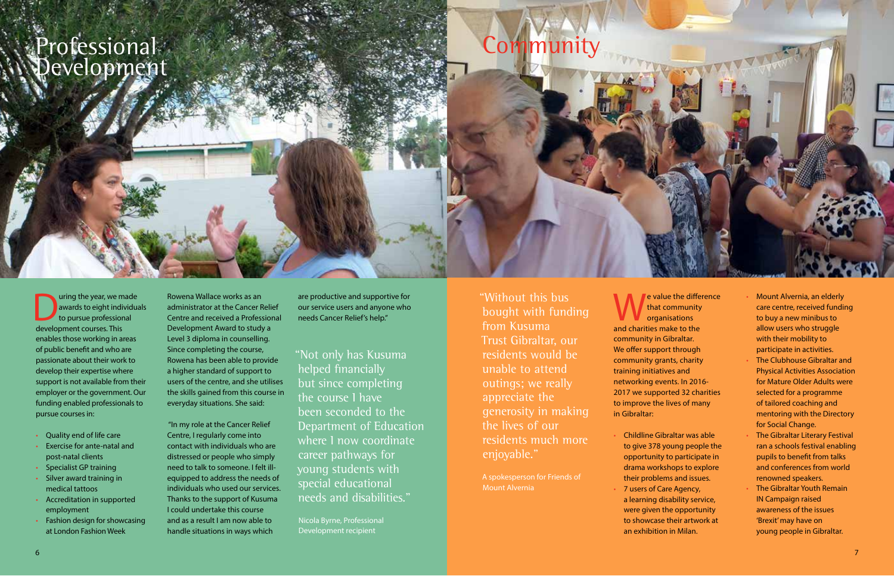# Professional Development

During the year, we made awards to eight individuals to pursue professional development courses. This enables those working in areas of public benefit and who are passionate about their work to develop their expertise where support is not available from their employer or the government. Our funding enabled professionals to pursue courses in:

- Quality end of life care
- Exercise for ante-natal and post-natal clients
- Specialist GP training
- Silver award training in medical tattoos
- Accreditation in supported employment
- Fashion design for showcasing at London Fashion Week

Rowena Wallace works as an administrator at the Cancer Relief Centre and received a Professional Development Award to study a Level 3 diploma in counselling. Since completing the course, Rowena has been able to provide a higher standard of support to users of the centre, and she utilises the skills gained from this course in everyday situations. She said:

"In my role at the Cancer Relief Centre, I regularly come into contact with individuals who are distressed or people who simply need to talk to someone. I felt ill-equipped to address the needs of individuals who used our services. Thanks to the support of Kusuma I could undertake this course and as a result I am now able to handle situations in ways which are productive and supportive for our service users and anyone who needs Cancer Relief's help."

"Not only has Kusuma helped financially but since completing the course I have been seconded to the Department of Education where I now coordinate career pathways for young students with special educational needs and disabilities."

Nicola Byrne, Professional Development recipient

# Community

"Without this bus bought with funding from Kusuma Trust Gibraltar, our residents would be unable to attend outings; we really appreciate the generosity in making the lives of our residents much more enjoyable."

A spokesperson for Friends of Mount Alvernia

We value the difference that community organisations and charities make to the community in Gibraltar. We offer support through community grants, charity training initiatives and networking events. In 2016-2017 we supported 32 charities to improve the lives of many in Gibraltar:

- Childline Gibraltar was able to give 378 young people the opportunity to participate in drama workshops to explore their problems and issues.
- 7 users of Care Agency, a learning disability service, were given the opportunity to showcase their artwork at an exhibition in Milan.
- Mount Alvernia, an elderly care centre, received funding to buy a new minibus to allow users who struggle with their mobility to participate in activities.
- The Clubhouse Gibraltar and Physical Activities Association for Mature Older Adults were selected for a programme of tailored coaching and mentoring with the Directory for Social Change.
- The Gibraltar Literary Festival ran a schools festival enabling pupils to benefit from talks and conferences from world renowned speakers.
- The Gibraltar Youth Remain IN Campaign raised awareness of the issues 'Brexit' may have on young people in Gibraltar.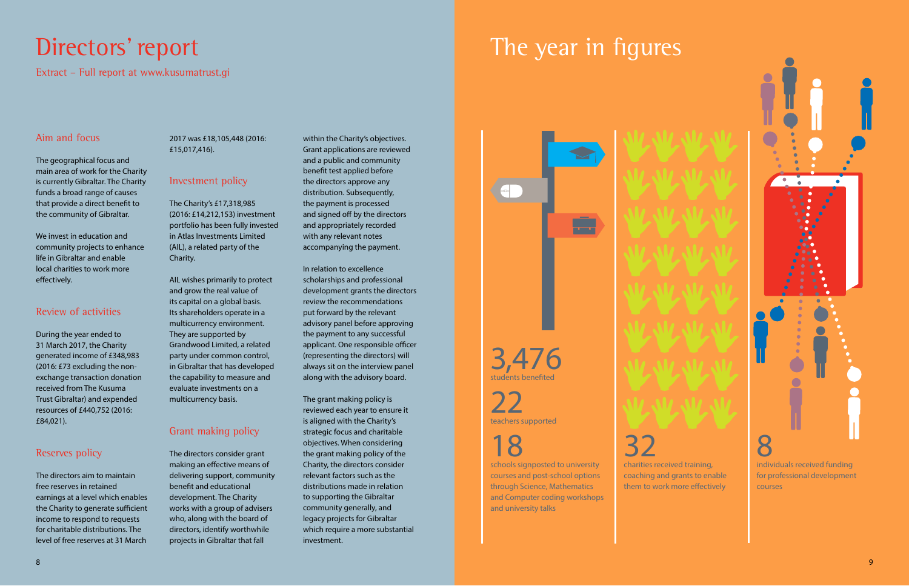# Directors' report

Extract – Full report at www.kusumatrust.gi

## Aim and focus

The geographical focus and main area of work for the Charity is currently Gibraltar. The Charity funds a broad range of causes that provide a direct benefit to the community of Gibraltar.

We invest in education and community projects to enhance life in Gibraltar and enable local charities to work more effectively.

## Review of activities

During the year ended to 31 March 2017, the Charity generated income of £348,983 (2016: £73 excluding the non-exchange transaction donation received from The Kusuma Trust Gibraltar) and expended resources of £440,752 (2016: £84,021).

## Reserves policy

The directors aim to maintain free reserves in retained earnings at a level which enables the Charity to generate sufficient income to respond to requests for charitable distributions. The level of free reserves at 31 March 2017 was £18,105,448 (2016: £15,017,416).

## Investment policy

The Charity's £17,318,985 (2016: £14,212,153) investment portfolio has been fully invested in Atlas Investments Limited (AIL), a related party of the Charity.

AIL wishes primarily to protect and grow the real value of its capital on a global basis. Its shareholders operate in a multicurrency environment. They are supported by Grandwood Limited, a related party under common control, in Gibraltar that has developed the capability to measure and evaluate investments on a multicurrency basis.

## Grant making policy

The directors consider grant making an effective means of delivering support, community benefit and educational development. The Charity works with a group of advisers who, along with the board of directors, identify worthwhile projects in Gibraltar that fall within the Charity's objectives. Grant applications are reviewed and a public and community benefit test applied before the directors approve any distribution. Subsequently, the payment is processed and signed off by the directors and appropriately recorded with any relevant notes accompanying the payment.

In relation to excellence scholarships and professional development grants the directors review the recommendations put forward by the relevant advisory panel before approving the payment to any successful applicant. One responsible officer (representing the directors) will always sit on the interview panel along with the advisory board.

The grant making policy is reviewed each year to ensure it is aligned with the Charity's strategic focus and charitable objectives. When considering the grant making policy of the Charity, the directors consider relevant factors such as the distributions made in relation to supporting the Gibraltar community generally, and legacy projects for Gibraltar which require a more substantial investment.

# The year in figures

**3,476**
students benefited

**22**
teachers supported

**18**
schools signposted to university courses and post-school options through Science, Mathematics and Computer coding workshops and university talks

**32**
charities received training, coaching and grants to enable them to work more effectively

**8**
individuals received funding for professional development courses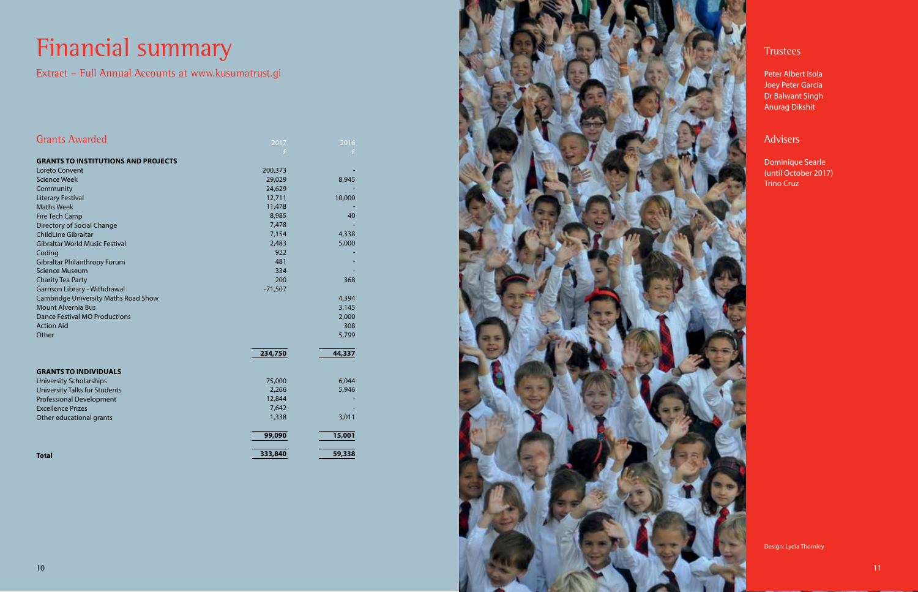# Financial summary

Extract – Full Annual Accounts at www.kusumatrust.gi

## Grants Awarded

| | 2017 £ | 2016 £ |
|---|---|---|
| **GRANTS TO INSTITUTIONS AND PROJECTS** | | |
| Loreto Convent | 200,373 | - |
| Science Week | 29,029 | 8,945 |
| Community | 24,629 | - |
| Literary Festival | 12,711 | 10,000 |
| Maths Week | 11,478 | - |
| Fire Tech Camp | 8,985 | 40 |
| Directory of Social Change | 7,478 | - |
| ChildLine Gibraltar | 7,154 | 4,338 |
| Gibraltar World Music Festival | 2,483 | 5,000 |
| Coding | 922 | - |
| Gibraltar Philanthropy Forum | 481 | - |
| Science Museum | 334 | - |
| Charity Tea Party | 200 | 368 |
| Garrison Library - Withdrawal | -71,507 | |
| Cambridge University Maths Road Show | | 4,394 |
| Mount Alvernia Bus | | 3,145 |
| Dance Festival MO Productions | | 2,000 |
| Action Aid | | 308 |
| Other | | 5,799 |
| | **234,750** | **44,337** |
| **GRANTS TO INDIVIDUALS** | | |
| University Scholarships | 75,000 | 6,044 |
| University Talks for Students | 2,266 | 5,946 |
| Professional Development | 12,844 | - |
| Excellence Prizes | 7,642 | - |
| Other educational grants | 1,338 | 3,011 |
| | **99,090** | **15,001** |
| **Total** | **333,840** | **59,338** |

## Trustees

Peter Albert Isola
Joey Peter Garcia
Dr Balwant Singh
Anurag Dikshit

## Advisers

Dominique Searle (until October 2017)
Trino Cruz

Design: Lydia Thornley